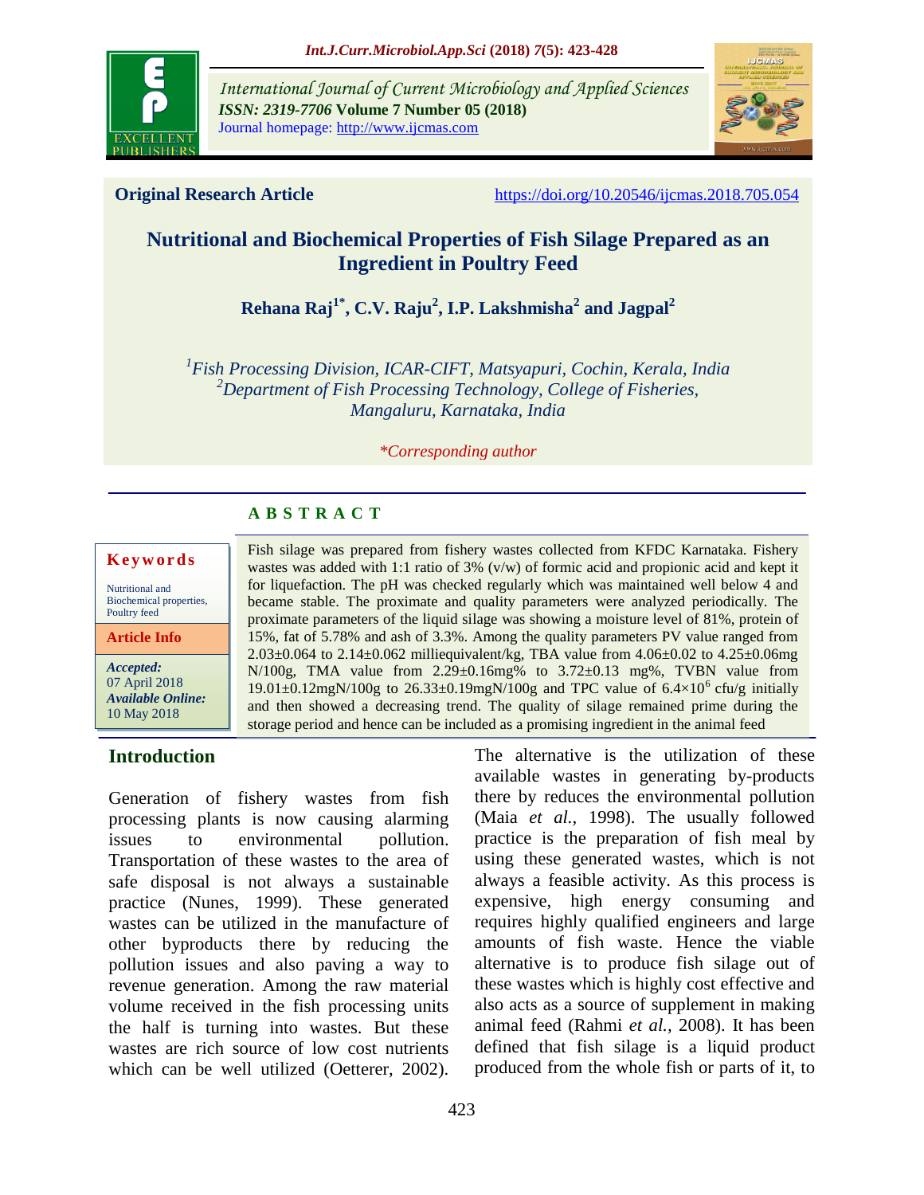Original Research Article

https://doi.org/10.20546/ijcmas.2018.705.054

# Nutritional and Biochemical Properties of Fish Silage Prepared as an Ingredient in Poultry Feed

**Rehana Raj[1*], C.V. Raju[2], I.P. Lakshmisha[2] and Jagpal[2]**

[1]*Fish Processing Division, ICAR-CIFT, Matsyapuri, Cochin, Kerala, India*
[2]*Department of Fish Processing Technology, College of Fisheries, Mangaluru, Karnataka, India*

*\*Corresponding author*

**Keywords**

Nutritional and Biochemical properties, Poultry feed

**Article Info**

*Accepted:* 07 April 2018
*Available Online:* 10 May 2018

## ABSTRACT

Fish silage was prepared from fishery wastes collected from KFDC Karnataka. Fishery wastes was added with 1:1 ratio of 3% (v/w) of formic acid and propionic acid and kept it for liquefaction. The pH was checked regularly which was maintained well below 4 and became stable. The proximate and quality parameters were analyzed periodically. The proximate parameters of the liquid silage was showing a moisture level of 81%, protein of 15%, fat of 5.78% and ash of 3.3%. Among the quality parameters PV value ranged from 2.03±0.064 to 2.14±0.062 milliequivalent/kg, TBA value from 4.06±0.02 to 4.25±0.06mg N/100g, TMA value from 2.29±0.16mg% to 3.72±0.13 mg%, TVBN value from 19.01±0.12mgN/100g to 26.33±0.19mgN/100g and TPC value of $6.4\times10^6$ cfu/g initially and then showed a decreasing trend. The quality of silage remained prime during the storage period and hence can be included as a promising ingredient in the animal feed

## Introduction

Generation of fishery wastes from fish processing plants is now causing alarming issues to environmental pollution. Transportation of these wastes to the area of safe disposal is not always a sustainable practice (Nunes, 1999). These generated wastes can be utilized in the manufacture of other byproducts there by reducing the pollution issues and also paving a way to revenue generation. Among the raw material volume received in the fish processing units the half is turning into wastes. But these wastes are rich source of low cost nutrients which can be well utilized (Oetterer, 2002). The alternative is the utilization of these available wastes in generating by-products there by reduces the environmental pollution (Maia *et al.,* 1998). The usually followed practice is the preparation of fish meal by using these generated wastes, which is not always a feasible activity. As this process is expensive, high energy consuming and requires highly qualified engineers and large amounts of fish waste. Hence the viable alternative is to produce fish silage out of these wastes which is highly cost effective and also acts as a source of supplement in making animal feed (Rahmi *et al.,* 2008). It has been defined that fish silage is a liquid product produced from the whole fish or parts of it, to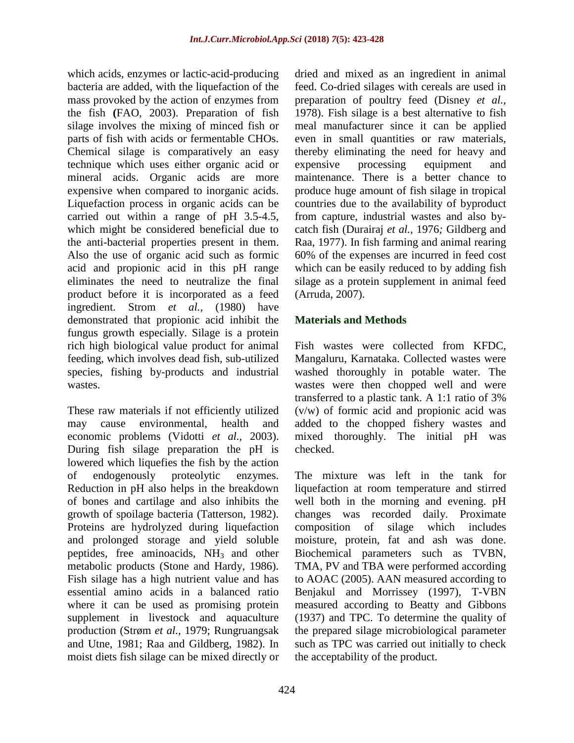which acids, enzymes or lactic-acid-producing bacteria are added, with the liquefaction of the mass provoked by the action of enzymes from the fish **(**FAO, 2003). Preparation of fish silage involves the mixing of minced fish or parts of fish with acids or fermentable CHOs. Chemical silage is comparatively an easy technique which uses either organic acid or mineral acids. Organic acids are more expensive when compared to inorganic acids. Liquefaction process in organic acids can be carried out within a range of pH 3.5-4.5, which might be considered beneficial due to the anti-bacterial properties present in them. Also the use of organic acid such as formic acid and propionic acid in this pH range eliminates the need to neutralize the final product before it is incorporated as a feed ingredient. Strom *et al.,* (1980) have demonstrated that propionic acid inhibit the fungus growth especially. Silage is a protein rich high biological value product for animal feeding, which involves dead fish, sub-utilized species, fishing by-products and industrial wastes.

These raw materials if not efficiently utilized may cause environmental, health and economic problems (Vidotti *et al.,* 2003). During fish silage preparation the pH is lowered which liquefies the fish by the action of endogenously proteolytic enzymes. Reduction in pH also helps in the breakdown of bones and cartilage and also inhibits the growth of spoilage bacteria (Tatterson, 1982). Proteins are hydrolyzed during liquefaction and prolonged storage and yield soluble peptides, free aminoacids, $NH_3$ and other metabolic products (Stone and Hardy, 1986). Fish silage has a high nutrient value and has essential amino acids in a balanced ratio where it can be used as promising protein supplement in livestock and aquaculture production (Strøm *et al.,* 1979; Rungruangsak and Utne, 1981; Raa and Gildberg, 1982). In moist diets fish silage can be mixed directly or dried and mixed as an ingredient in animal feed. Co-dried silages with cereals are used in preparation of poultry feed (Disney *et al.,* 1978). Fish silage is a best alternative to fish meal manufacturer since it can be applied even in small quantities or raw materials, thereby eliminating the need for heavy and expensive processing equipment and maintenance. There is a better chance to produce huge amount of fish silage in tropical countries due to the availability of byproduct from capture, industrial wastes and also by-catch fish (Durairaj *et al.,* 1976*;* Gildberg and Raa, 1977). In fish farming and animal rearing 60% of the expenses are incurred in feed cost which can be easily reduced to by adding fish silage as a protein supplement in animal feed (Arruda, 2007).

## Materials and Methods

Fish wastes were collected from KFDC, Mangaluru, Karnataka. Collected wastes were washed thoroughly in potable water. The wastes were then chopped well and were transferred to a plastic tank. A 1:1 ratio of 3% (v/w) of formic acid and propionic acid was added to the chopped fishery wastes and mixed thoroughly. The initial pH was checked.

The mixture was left in the tank for liquefaction at room temperature and stirred well both in the morning and evening. pH changes was recorded daily. Proximate composition of silage which includes moisture, protein, fat and ash was done. Biochemical parameters such as TVBN, TMA, PV and TBA were performed according to AOAC (2005). AAN measured according to Benjakul and Morrissey (1997), T-VBN measured according to Beatty and Gibbons (1937) and TPC. To determine the quality of the prepared silage microbiological parameter such as TPC was carried out initially to check the acceptability of the product.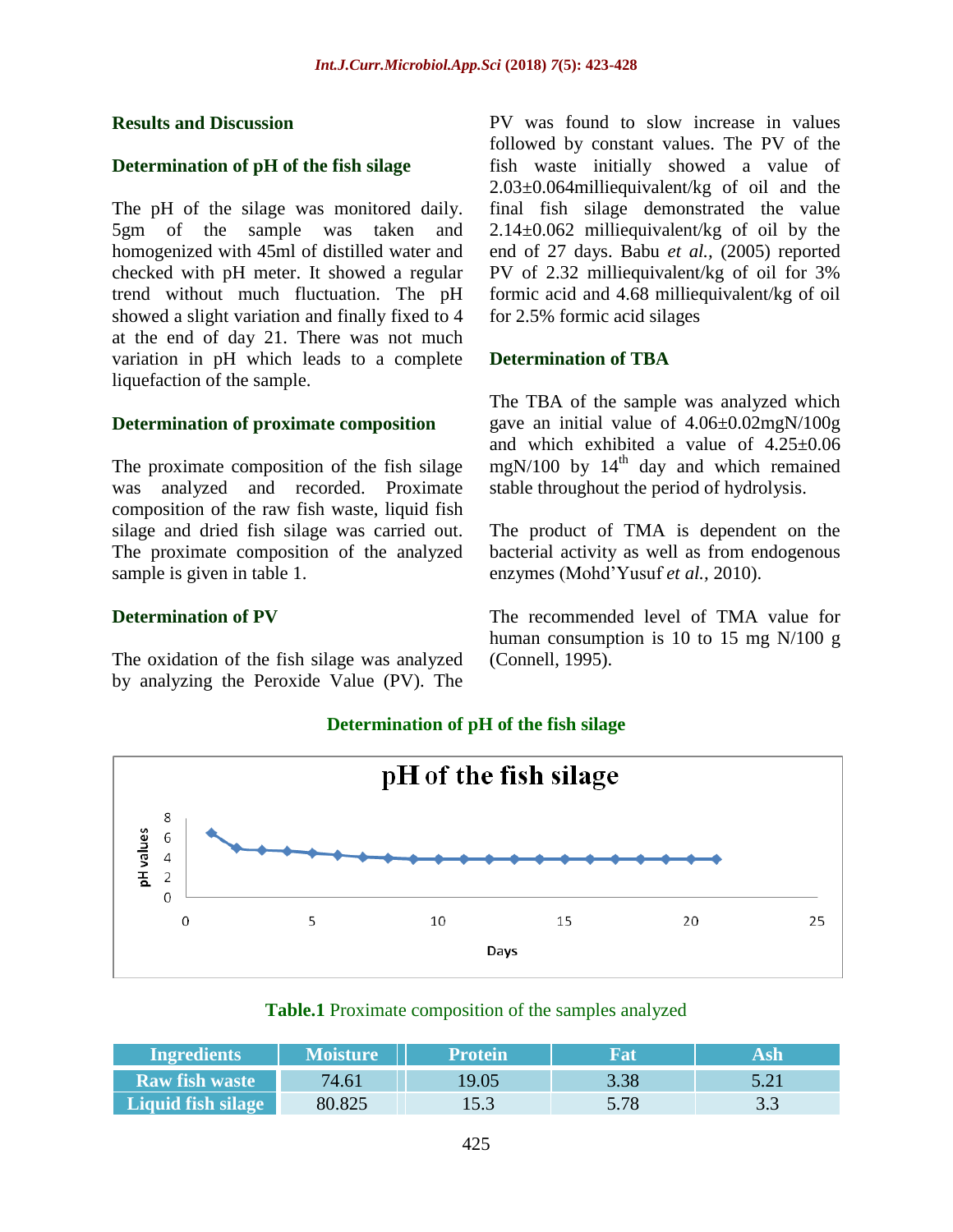## Results and Discussion

### Determination of pH of the fish silage

The pH of the silage was monitored daily. 5gm of the sample was taken and homogenized with 45ml of distilled water and checked with pH meter. It showed a regular trend without much fluctuation. The pH showed a slight variation and finally fixed to 4 at the end of day 21. There was not much variation in pH which leads to a complete liquefaction of the sample.

### Determination of proximate composition

The proximate composition of the fish silage was analyzed and recorded. Proximate composition of the raw fish waste, liquid fish silage and dried fish silage was carried out. The proximate composition of the analyzed sample is given in table 1.

### Determination of PV

The oxidation of the fish silage was analyzed by analyzing the Peroxide Value (PV). The PV was found to slow increase in values followed by constant values. The PV of the fish waste initially showed a value of 2.03±0.064milliequivalent/kg of oil and the final fish silage demonstrated the value 2.14±0.062 milliequivalent/kg of oil by the end of 27 days. Babu *et al.,* (2005) reported PV of 2.32 milliequivalent/kg of oil for 3% formic acid and 4.68 milliequivalent/kg of oil for 2.5% formic acid silages

### Determination of TBA

The TBA of the sample was analyzed which gave an initial value of 4.06±0.02mgN/100g and which exhibited a value of 4.25±0.06 mgN/100 by 14th day and which remained stable throughout the period of hydrolysis.

The product of TMA is dependent on the bacterial activity as well as from endogenous enzymes (Mohd'Yusuf *et al.,* 2010).

The recommended level of TMA value for human consumption is 10 to 15 mg N/100 g (Connell, 1995).

**Determination of pH of the fish silage**

pH of the fish silage

**Table.1** Proximate composition of the samples analyzed

| Ingredients | Moisture | Protein | Fat | Ash |
|---|---|---|---|---|
| Raw fish waste | 74.61 | 19.05 | 3.38 | 5.21 |
| Liquid fish silage | 80.825 | 15.3 | 5.78 | 3.3 |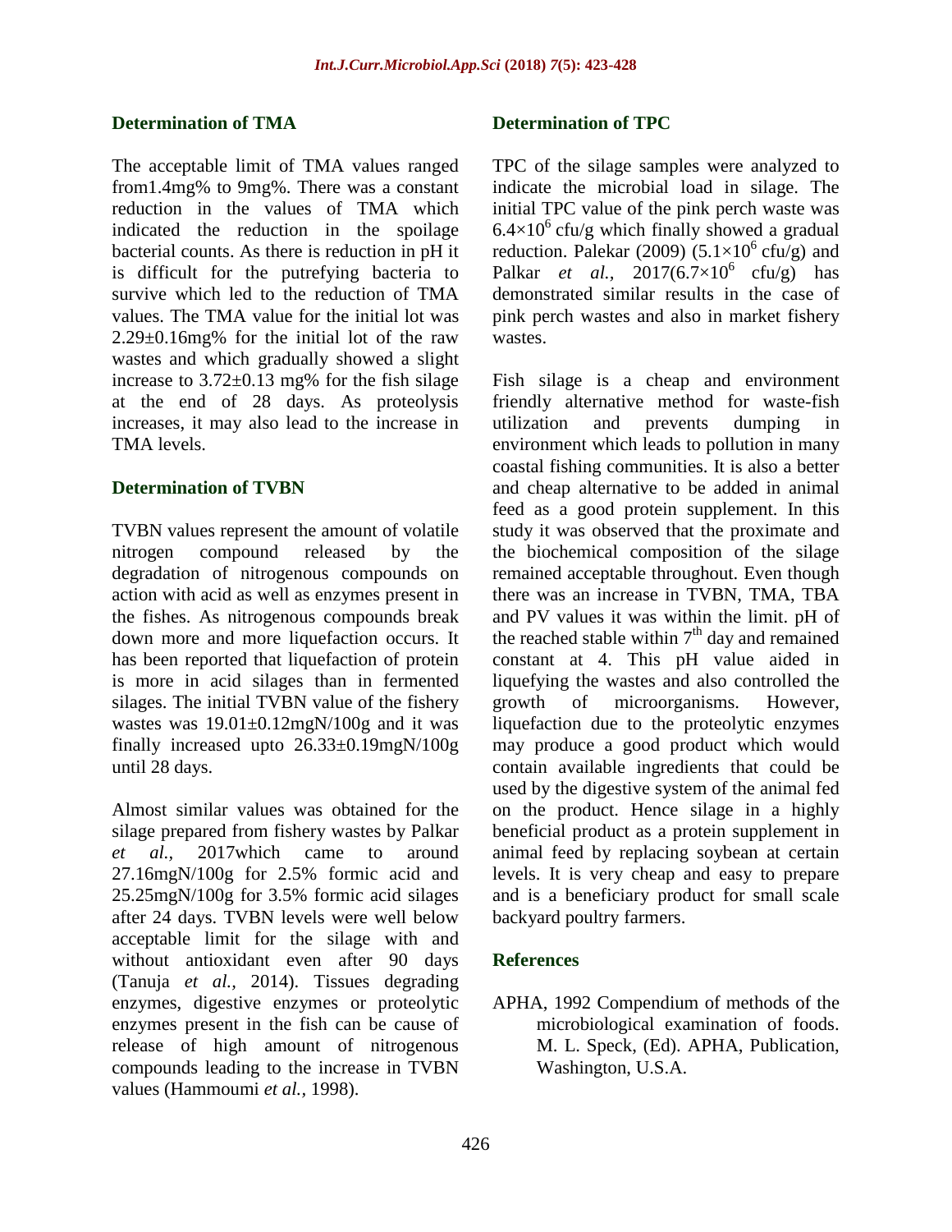### Determination of TMA

The acceptable limit of TMA values ranged from1.4mg% to 9mg%. There was a constant reduction in the values of TMA which indicated the reduction in the spoilage bacterial counts. As there is reduction in pH it is difficult for the putrefying bacteria to survive which led to the reduction of TMA values. The TMA value for the initial lot was 2.29±0.16mg% for the initial lot of the raw wastes and which gradually showed a slight increase to 3.72±0.13 mg% for the fish silage at the end of 28 days. As proteolysis increases, it may also lead to the increase in TMA levels.

### Determination of TVBN

TVBN values represent the amount of volatile nitrogen compound released by the degradation of nitrogenous compounds on action with acid as well as enzymes present in the fishes. As nitrogenous compounds break down more and more liquefaction occurs. It has been reported that liquefaction of protein is more in acid silages than in fermented silages. The initial TVBN value of the fishery wastes was 19.01±0.12mgN/100g and it was finally increased upto 26.33±0.19mgN/100g until 28 days.

Almost similar values was obtained for the silage prepared from fishery wastes by Palkar *et al.,* 2017which came to around 27.16mgN/100g for 2.5% formic acid and 25.25mgN/100g for 3.5% formic acid silages after 24 days. TVBN levels were well below acceptable limit for the silage with and without antioxidant even after 90 days (Tanuja *et al.,* 2014). Tissues degrading enzymes, digestive enzymes or proteolytic enzymes present in the fish can be cause of release of high amount of nitrogenous compounds leading to the increase in TVBN values (Hammoumi *et al.,* 1998).

### Determination of TPC

TPC of the silage samples were analyzed to indicate the microbial load in silage. The initial TPC value of the pink perch waste was $6.4\times10^6$ cfu/g which finally showed a gradual reduction. Palekar (2009) ($5.1\times10^6$ cfu/g) and Palkar *et al.,* 2017($6.7\times10^6$ cfu/g) has demonstrated similar results in the case of pink perch wastes and also in market fishery wastes.

Fish silage is a cheap and environment friendly alternative method for waste-fish utilization and prevents dumping in environment which leads to pollution in many coastal fishing communities. It is also a better and cheap alternative to be added in animal feed as a good protein supplement. In this study it was observed that the proximate and the biochemical composition of the silage remained acceptable throughout. Even though there was an increase in TVBN, TMA, TBA and PV values it was within the limit. pH of the reached stable within 7$^{th}$ day and remained constant at 4. This pH value aided in liquefying the wastes and also controlled the growth of microorganisms. However, liquefaction due to the proteolytic enzymes may produce a good product which would contain available ingredients that could be used by the digestive system of the animal fed on the product. Hence silage in a highly beneficial product as a protein supplement in animal feed by replacing soybean at certain levels. It is very cheap and easy to prepare and is a beneficiary product for small scale backyard poultry farmers.

## References

APHA, 1992 Compendium of methods of the microbiological examination of foods. M. L. Speck, (Ed). APHA, Publication, Washington, U.S.A.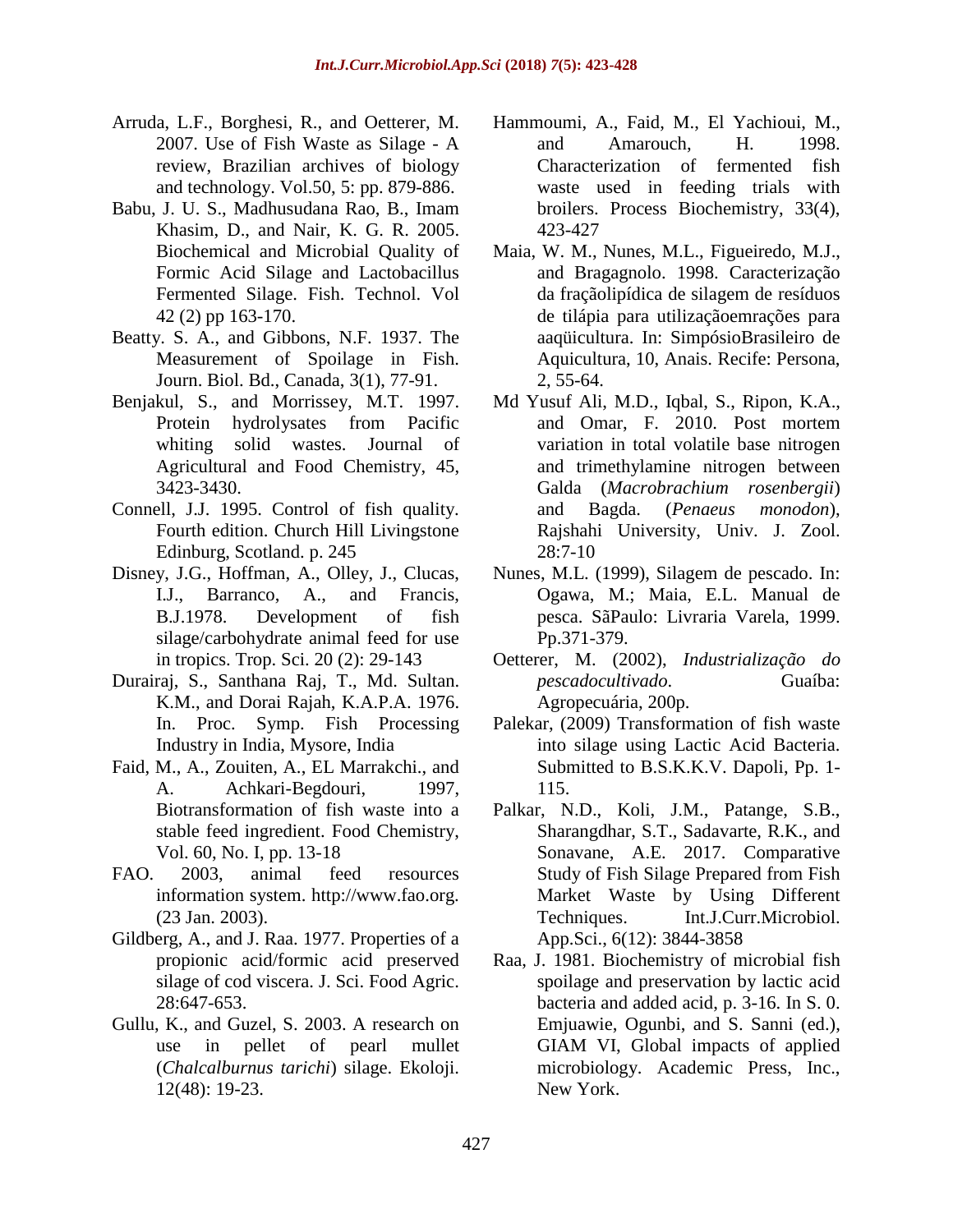Arruda, L.F., Borghesi, R., and Oetterer, M. 2007. Use of Fish Waste as Silage - A review, Brazilian archives of biology and technology. Vol.50, 5: pp. 879-886.

Babu, J. U. S., Madhusudana Rao, B., Imam Khasim, D., and Nair, K. G. R. 2005. Biochemical and Microbial Quality of Formic Acid Silage and Lactobacillus Fermented Silage. Fish. Technol. Vol 42 (2) pp 163-170.

Beatty. S. A., and Gibbons, N.F. 1937. The Measurement of Spoilage in Fish. Journ. Biol. Bd., Canada, 3(1), 77-91.

Benjakul, S., and Morrissey, M.T. 1997. Protein hydrolysates from Pacific whiting solid wastes. Journal of Agricultural and Food Chemistry, 45, 3423-3430.

Connell, J.J. 1995. Control of fish quality. Fourth edition. Church Hill Livingstone Edinburg, Scotland. p. 245

Disney, J.G., Hoffman, A., Olley, J., Clucas, I.J., Barranco, A., and Francis, B.J.1978. Development of fish silage/carbohydrate animal feed for use in tropics. Trop. Sci. 20 (2): 29-143

Durairaj, S., Santhana Raj, T., Md. Sultan. K.M., and Dorai Rajah, K.A.P.A. 1976. In. Proc. Symp. Fish Processing Industry in India, Mysore, India

Faid, M., A., Zouiten, A., EL Marrakchi., and A. Achkari-Begdouri, 1997, Biotransformation of fish waste into a stable feed ingredient. Food Chemistry, Vol. 60, No. I, pp. 13-18

FAO. 2003, animal feed resources information system. http://www.fao.org. (23 Jan. 2003).

Gildberg, A., and J. Raa. 1977. Properties of a propionic acid/formic acid preserved silage of cod viscera. J. Sci. Food Agric. 28:647-653.

Gullu, K., and Guzel, S. 2003. A research on use in pellet of pearl mullet (*Chalcalburnus tarichi*) silage. Ekoloji. 12(48): 19-23.

Hammoumi, A., Faid, M., El Yachioui, M., and Amarouch, H. 1998. Characterization of fermented fish waste used in feeding trials with broilers. Process Biochemistry, 33(4), 423-427

Maia, W. M., Nunes, M.L., Figueiredo, M.J., and Bragagnolo. 1998. Caracterização da fraçãolipídica de silagem de resíduos de tilápia para utilizaçãoemrações para aaqüicultura. In: SimpósioBrasileiro de Aquicultura, 10, Anais. Recife: Persona, 2, 55-64.

Md Yusuf Ali, M.D., Iqbal, S., Ripon, K.A., and Omar, F. 2010. Post mortem variation in total volatile base nitrogen and trimethylamine nitrogen between Galda (*Macrobrachium rosenbergii*) and Bagda. (*Penaeus monodon*), Rajshahi University, Univ. J. Zool. 28:7-10

Nunes, M.L. (1999), Silagem de pescado. In: Ogawa, M.; Maia, E.L. Manual de pesca. SãPaulo: Livraria Varela, 1999. Pp.371-379.

Oetterer, M. (2002), *Industrialização do pescadocultivado*. Guaíba: Agropecuária, 200p.

Palekar, (2009) Transformation of fish waste into silage using Lactic Acid Bacteria. Submitted to B.S.K.K.V. Dapoli, Pp. 1-115.

Palkar, N.D., Koli, J.M., Patange, S.B., Sharangdhar, S.T., Sadavarte, R.K., and Sonavane, A.E. 2017. Comparative Study of Fish Silage Prepared from Fish Market Waste by Using Different Techniques. Int.J.Curr.Microbiol. App.Sci., 6(12): 3844-3858

Raa, J. 1981. Biochemistry of microbial fish spoilage and preservation by lactic acid bacteria and added acid, p. 3-16. In S. 0. Emjuawie, Ogunbi, and S. Sanni (ed.), GIAM VI, Global impacts of applied microbiology. Academic Press, Inc., New York.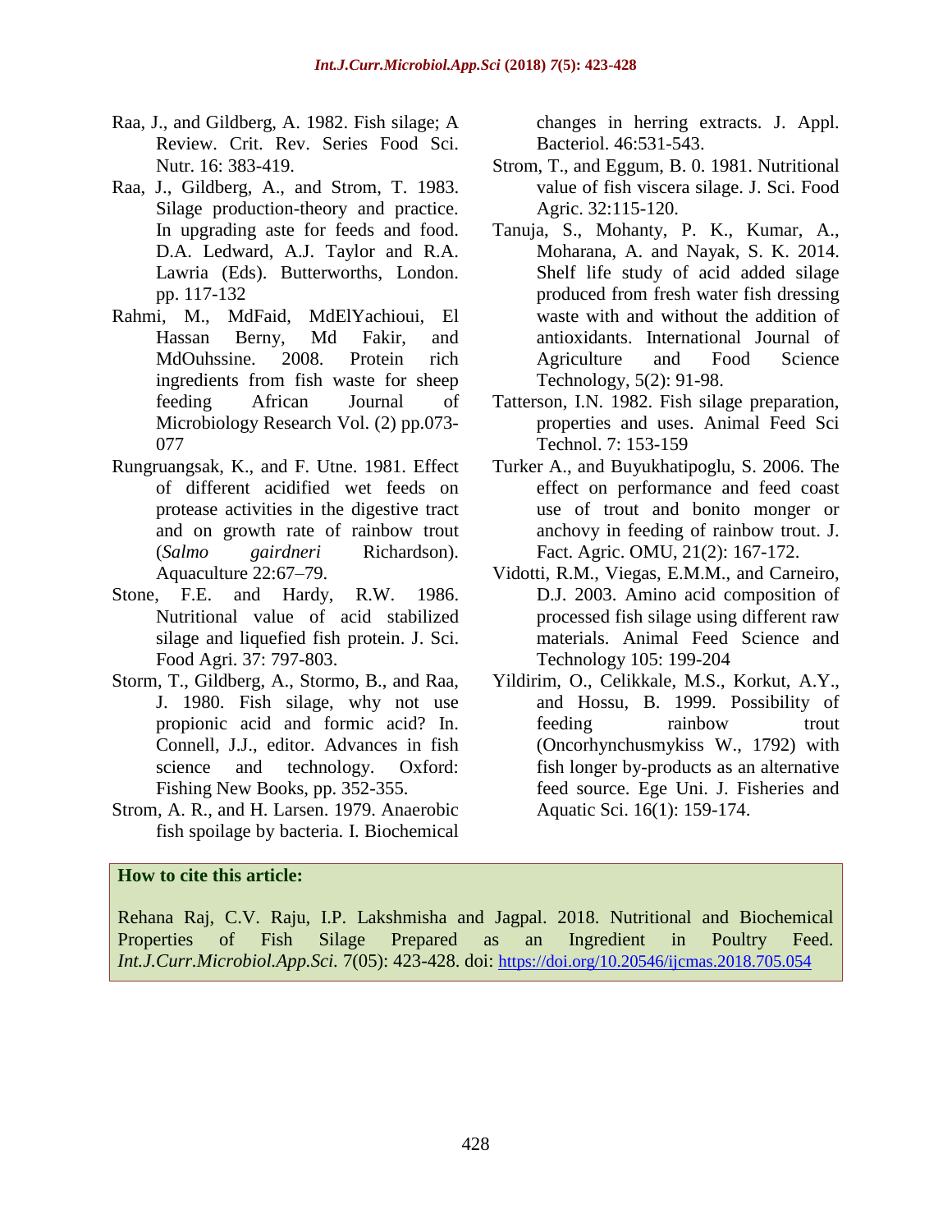Raa, J., and Gildberg, A. 1982. Fish silage; A Review. Crit. Rev. Series Food Sci. Nutr. 16: 383-419.

Raa, J., Gildberg, A., and Strom, T. 1983. Silage production-theory and practice. In upgrading aste for feeds and food. D.A. Ledward, A.J. Taylor and R.A. Lawria (Eds). Butterworths, London. pp. 117-132

Rahmi, M., MdFaid, MdElYachioui, El Hassan Berny, Md Fakir, and MdOuhssine. 2008. Protein rich ingredients from fish waste for sheep feeding African Journal of Microbiology Research Vol. (2) pp.073-077

Rungruangsak, K., and F. Utne. 1981. Effect of different acidified wet feeds on protease activities in the digestive tract and on growth rate of rainbow trout (*Salmo gairdneri* Richardson). Aquaculture 22:67–79.

Stone, F.E. and Hardy, R.W. 1986. Nutritional value of acid stabilized silage and liquefied fish protein. J. Sci. Food Agri. 37: 797-803.

Storm, T., Gildberg, A., Stormo, B., and Raa, J. 1980. Fish silage, why not use propionic acid and formic acid? In. Connell, J.J., editor. Advances in fish science and technology. Oxford: Fishing New Books, pp. 352-355.

Strom, A. R., and H. Larsen. 1979. Anaerobic fish spoilage by bacteria. I. Biochemical changes in herring extracts. J. Appl. Bacteriol. 46:531-543.

Strom, T., and Eggum, B. 0. 1981. Nutritional value of fish viscera silage. J. Sci. Food Agric. 32:115-120.

Tanuja, S., Mohanty, P. K., Kumar, A., Moharana, A. and Nayak, S. K. 2014. Shelf life study of acid added silage produced from fresh water fish dressing waste with and without the addition of antioxidants. International Journal of Agriculture and Food Science Technology, 5(2): 91-98.

Tatterson, I.N. 1982. Fish silage preparation, properties and uses. Animal Feed Sci Technol. 7: 153-159

Turker A., and Buyukhatipoglu, S. 2006. The effect on performance and feed coast use of trout and bonito monger or anchovy in feeding of rainbow trout. J. Fact. Agric. OMU, 21(2): 167-172.

Vidotti, R.M., Viegas, E.M.M., and Carneiro, D.J. 2003. Amino acid composition of processed fish silage using different raw materials. Animal Feed Science and Technology 105: 199-204

Yildirim, O., Celikkale, M.S., Korkut, A.Y., and Hossu, B. 1999. Possibility of feeding rainbow trout (Oncorhynchusmykiss W., 1792) with fish longer by-products as an alternative feed source. Ege Uni. J. Fisheries and Aquatic Sci. 16(1): 159-174.

**How to cite this article:**

Rehana Raj, C.V. Raju, I.P. Lakshmisha and Jagpal. 2018. Nutritional and Biochemical Properties of Fish Silage Prepared as an Ingredient in Poultry Feed. *Int.J.Curr.Microbiol.App.Sci.* 7(05): 423-428. doi: https://doi.org/10.20546/ijcmas.2018.705.054